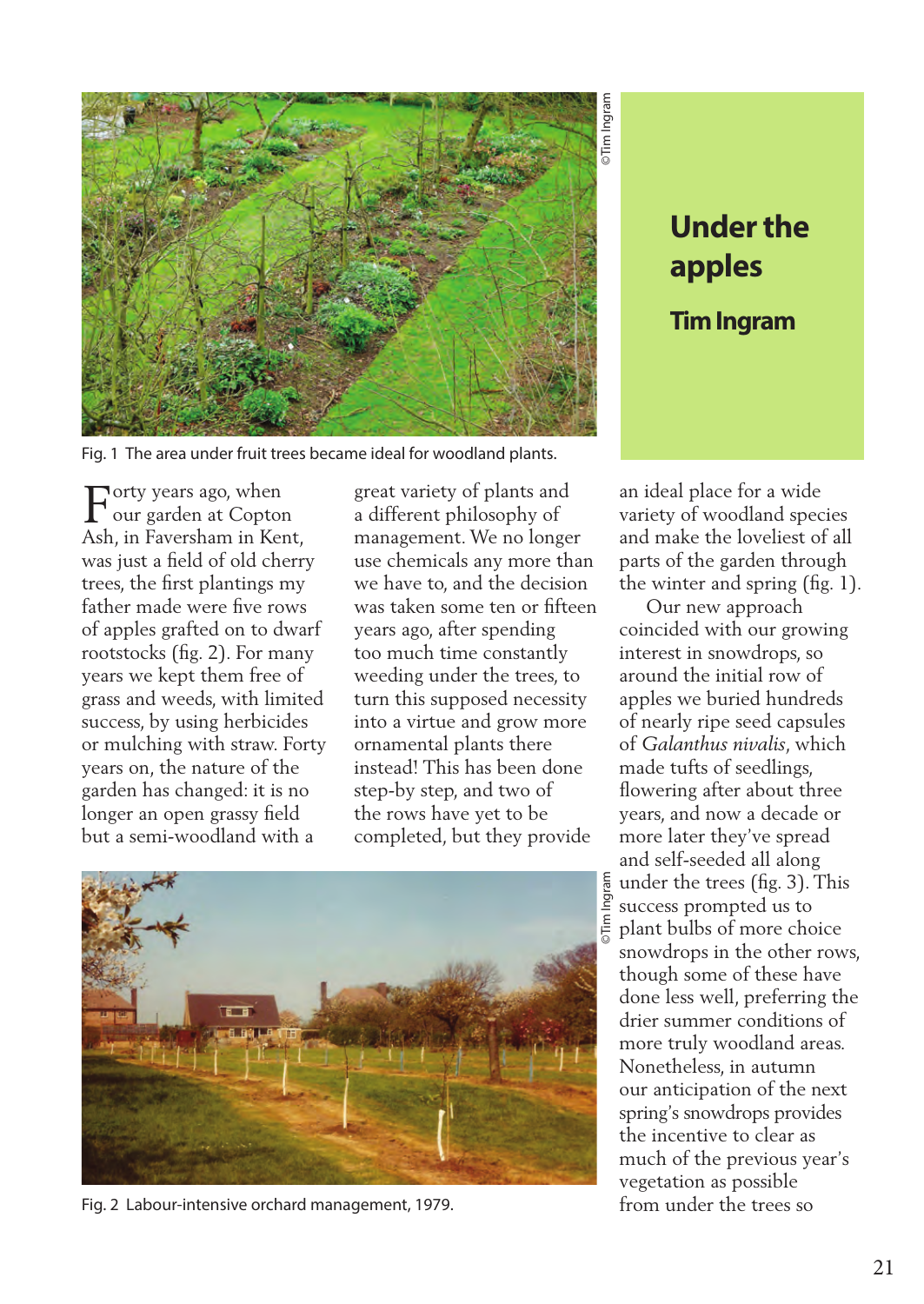# Under the apples

## Tim Ingram

Fig. 1 The area under fruit trees became ideal for woodland plants.

Forty years ago, when our garden at Copton Ash, in Faversham in Kent, was just a field of old cherry trees, the first plantings my father made were five rows of apples grafted on to dwarf rootstocks (fig. 2). For many years we kept them free of grass and weeds, with limited success, by using herbicides or mulching with straw. Forty years on, the nature of the garden has changed: it is no longer an open grassy field but a semi-woodland with a great variety of plants and a different philosophy of management. We no longer use chemicals any more than we have to, and the decision was taken some ten or fifteen years ago, after spending too much time constantly weeding under the trees, to turn this supposed necessity into a virtue and grow more ornamental plants there instead! This has been done step-by step, and two of the rows have yet to be completed, but they provide an ideal place for a wide variety of woodland species and make the loveliest of all parts of the garden through the winter and spring (fig. 1).

Our new approach coincided with our growing interest in snowdrops, so around the initial row of apples we buried hundreds of nearly ripe seed capsules of *Galanthus nivalis*, which made tufts of seedlings, flowering after about three years, and now a decade or more later they've spread and self-seeded all along under the trees (fig. 3). This success prompted us to plant bulbs of more choice snowdrops in the other rows, though some of these have done less well, preferring the drier summer conditions of more truly woodland areas. Nonetheless, in autumn our anticipation of the next spring's snowdrops provides the incentive to clear as much of the previous year's vegetation as possible from under the trees so

Fig. 2 Labour-intensive orchard management, 1979.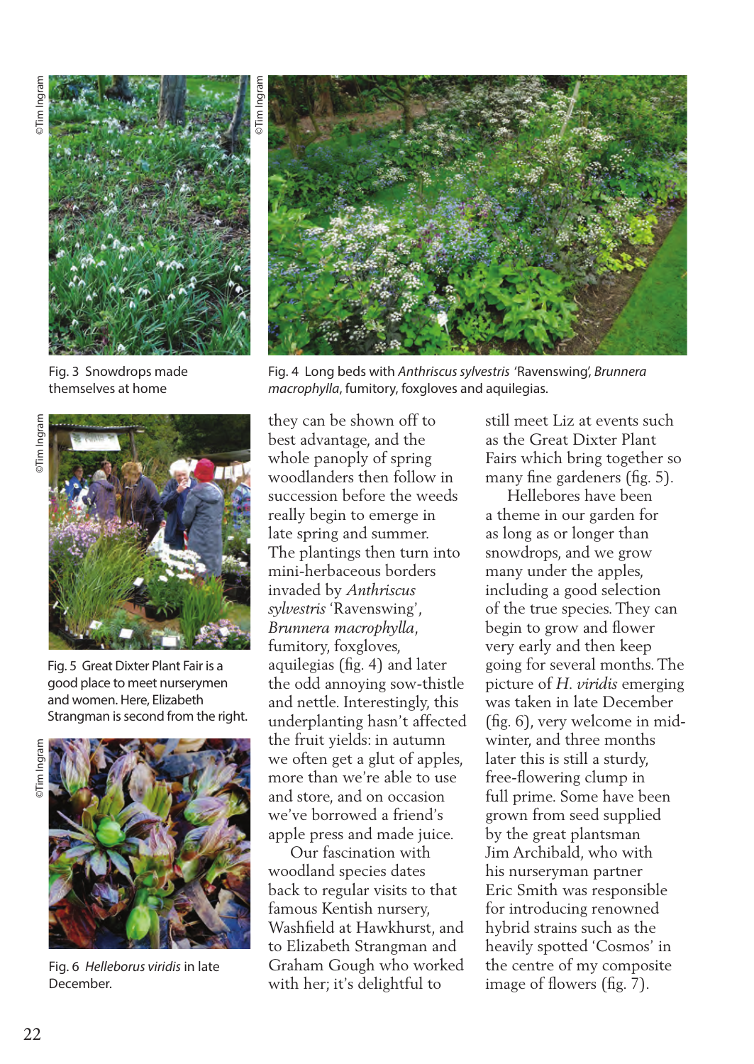Fig. 3 Snowdrops made themselves at home

Fig. 4 Long beds with *Anthriscus sylvestris* 'Ravenswing', *Brunnera macrophylla*, fumitory, foxgloves and aquilegias.

Fig. 5 Great Dixter Plant Fair is a good place to meet nurserymen and women. Here, Elizabeth Strangman is second from the right.

Fig. 6 *Helleborus viridis* in late December.

they can be shown off to best advantage, and the whole panoply of spring woodlanders then follow in succession before the weeds really begin to emerge in late spring and summer. The plantings then turn into mini-herbaceous borders invaded by *Anthriscus sylvestris* 'Ravenswing', *Brunnera macrophylla*, fumitory, foxgloves, aquilegias (fig. 4) and later the odd annoying sow-thistle and nettle. Interestingly, this underplanting hasn't affected the fruit yields: in autumn we often get a glut of apples, more than we're able to use and store, and on occasion we've borrowed a friend's apple press and made juice.

Our fascination with woodland species dates back to regular visits to that famous Kentish nursery, Washfield at Hawkhurst, and to Elizabeth Strangman and Graham Gough who worked with her; it's delightful to still meet Liz at events such as the Great Dixter Plant Fairs which bring together so many fine gardeners (fig. 5).

Hellebores have been a theme in our garden for as long as or longer than snowdrops, and we grow many under the apples, including a good selection of the true species. They can begin to grow and flower very early and then keep going for several months. The picture of *H. viridis* emerging was taken in late December (fig. 6), very welcome in mid-winter, and three months later this is still a sturdy, free-flowering clump in full prime. Some have been grown from seed supplied by the great plantsman Jim Archibald, who with his nurseryman partner Eric Smith was responsible for introducing renowned hybrid strains such as the heavily spotted 'Cosmos' in the centre of my composite image of flowers (fig. 7).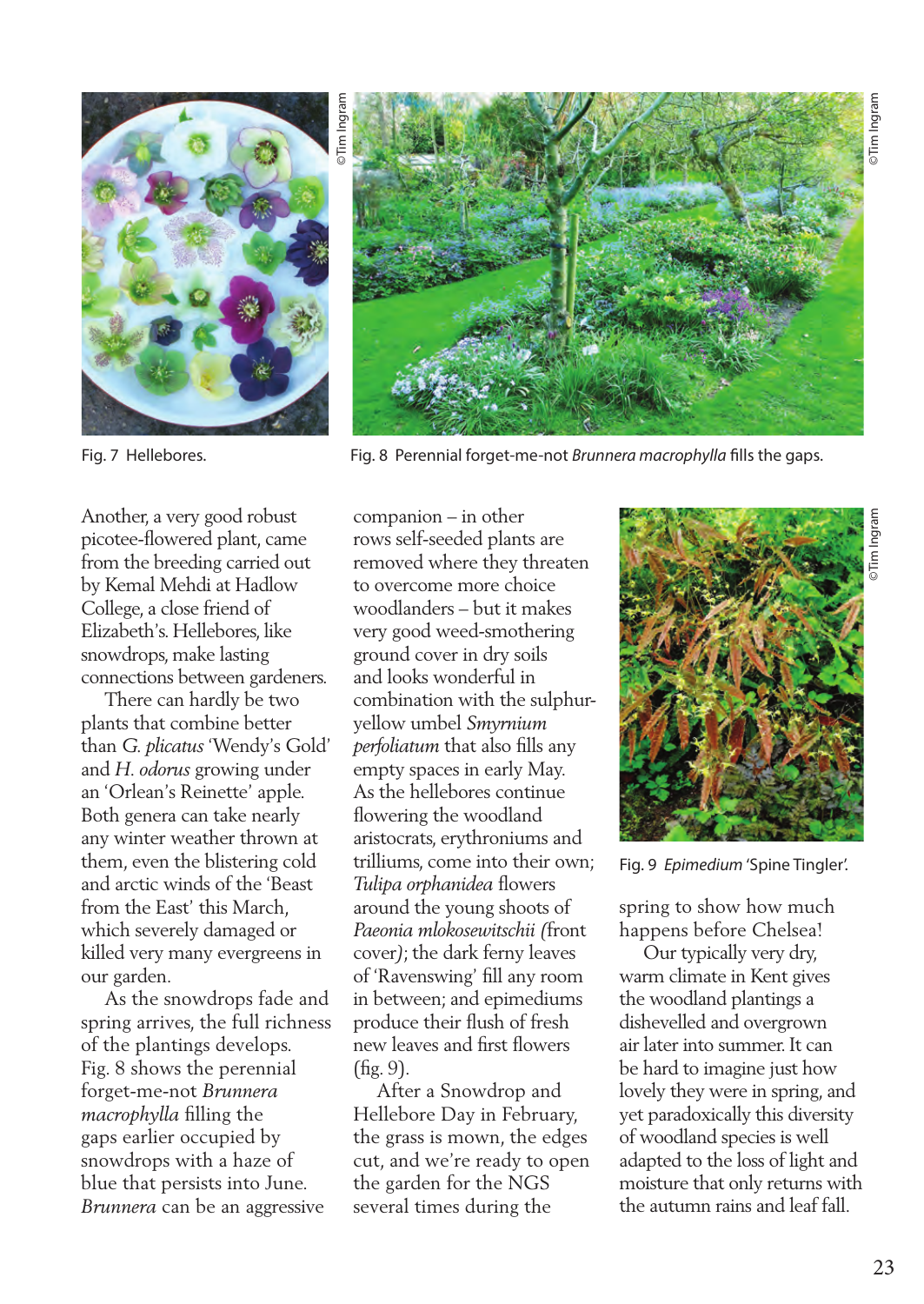Fig. 7 Hellebores.

Fig. 8 Perennial forget-me-not *Brunnera macrophylla* fills the gaps.

Another, a very good robust picotee-flowered plant, came from the breeding carried out by Kemal Mehdi at Hadlow College, a close friend of Elizabeth's. Hellebores, like snowdrops, make lasting connections between gardeners.

There can hardly be two plants that combine better than *G. plicatus* 'Wendy's Gold' and *H. odorus* growing under an 'Orlean's Reinette' apple. Both genera can take nearly any winter weather thrown at them, even the blistering cold and arctic winds of the 'Beast from the East' this March, which severely damaged or killed very many evergreens in our garden.

As the snowdrops fade and spring arrives, the full richness of the plantings develops. Fig. 8 shows the perennial forget-me-not *Brunnera macrophylla* filling the gaps earlier occupied by snowdrops with a haze of blue that persists into June. *Brunnera* can be an aggressive companion – in other rows self-seeded plants are removed where they threaten to overcome more choice woodlanders – but it makes very good weed-smothering ground cover in dry soils and looks wonderful in combination with the sulphur-yellow umbel *Smyrnium perfoliatum* that also fills any empty spaces in early May. As the hellebores continue flowering the woodland aristocrats, erythroniums and trilliums, come into their own; *Tulipa orphanidea* flowers around the young shoots of *Paeonia mlokosewitschii* (front cover); the dark ferny leaves of 'Ravenswing' fill any room in between; and epimediums produce their flush of fresh new leaves and first flowers (fig. 9).

After a Snowdrop and Hellebore Day in February, the grass is mown, the edges cut, and we're ready to open the garden for the NGS several times during the spring to show how much happens before Chelsea!

Fig. 9 *Epimedium* 'Spine Tingler'.

Our typically very dry, warm climate in Kent gives the woodland plantings a dishevelled and overgrown air later into summer. It can be hard to imagine just how lovely they were in spring, and yet paradoxically this diversity of woodland species is well adapted to the loss of light and moisture that only returns with the autumn rains and leaf fall.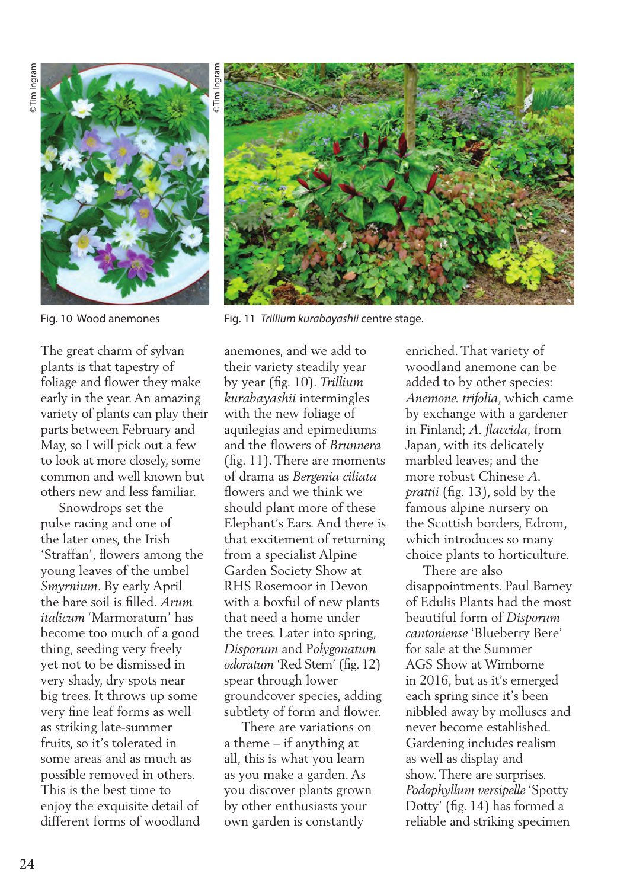Fig. 10 Wood anemones

Fig. 11 *Trillium kurabayashii* centre stage.

The great charm of sylvan plants is that tapestry of foliage and flower they make early in the year. An amazing variety of plants can play their parts between February and May, so I will pick out a few to look at more closely, some common and well known but others new and less familiar.

Snowdrops set the pulse racing and one of the later ones, the Irish 'Straffan', flowers among the young leaves of the umbel *Smyrnium*. By early April the bare soil is filled. *Arum italicum* 'Marmoratum' has become too much of a good thing, seeding very freely yet not to be dismissed in very shady, dry spots near big trees. It throws up some very fine leaf forms as well as striking late-summer fruits, so it's tolerated in some areas and as much as possible removed in others. This is the best time to enjoy the exquisite detail of different forms of woodland anemones, and we add to their variety steadily year by year (fig. 10). *Trillium kurabayashii* intermingles with the new foliage of aquilegias and epimediums and the flowers of *Brunnera* (fig. 11). There are moments of drama as *Bergenia ciliata* flowers and we think we should plant more of these Elephant's Ears. And there is that excitement of returning from a specialist Alpine Garden Society Show at RHS Rosemoor in Devon with a boxful of new plants that need a home under the trees. Later into spring, *Disporum* and P*olygonatum odoratum* 'Red Stem' (fig. 12) spear through lower groundcover species, adding subtlety of form and flower.

There are variations on a theme – if anything at all, this is what you learn as you make a garden. As you discover plants grown by other enthusiasts your own garden is constantly enriched. That variety of woodland anemone can be added to by other species: *Anemone. trifolia*, which came by exchange with a gardener in Finland; *A. flaccida*, from Japan, with its delicately marbled leaves; and the more robust Chinese *A. prattii* (fig. 13), sold by the famous alpine nursery on the Scottish borders, Edrom, which introduces so many choice plants to horticulture.

There are also disappointments. Paul Barney of Edulis Plants had the most beautiful form of *Disporum cantoniense* 'Blueberry Bere' for sale at the Summer AGS Show at Wimborne in 2016, but as it's emerged each spring since it's been nibbled away by molluscs and never become established. Gardening includes realism as well as display and show. There are surprises. *Podophyllum versipelle* 'Spotty Dotty' (fig. 14) has formed a reliable and striking specimen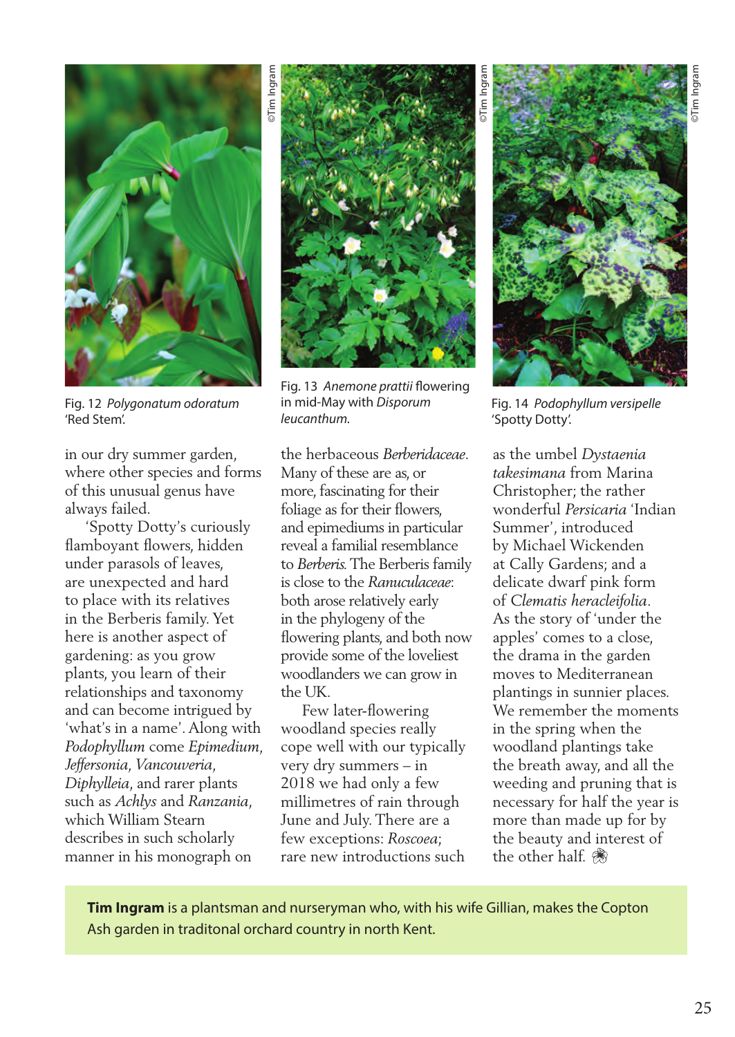Fig. 12 *Polygonatum odoratum* 'Red Stem'.

Fig. 13 *Anemone prattii* flowering in mid-May with *Disporum leucanthum.*

Fig. 14 *Podophyllum versipelle* 'Spotty Dotty'.

in our dry summer garden, where other species and forms of this unusual genus have always failed.

'Spotty Dotty's curiously flamboyant flowers, hidden under parasols of leaves, are unexpected and hard to place with its relatives in the Berberis family. Yet here is another aspect of gardening: as you grow plants, you learn of their relationships and taxonomy and can become intrigued by 'what's in a name'. Along with *Podophyllum* come *Epimedium*, *Jeffersonia*, *Vancouveria*, *Diphylleia*, and rarer plants such as *Achlys* and *Ranzania*, which William Stearn describes in such scholarly manner in his monograph on the herbaceous *Berberidaceae*. Many of these are as, or more, fascinating for their foliage as for their flowers, and epimediums in particular reveal a familial resemblance to *Berberis*. The Berberis family is close to the *Ranuculaceae*: both arose relatively early in the phylogeny of the flowering plants, and both now provide some of the loveliest woodlanders we can grow in the UK.

Few later-flowering woodland species really cope well with our typically very dry summers – in 2018 we had only a few millimetres of rain through June and July. There are a few exceptions: *Roscoea*; rare new introductions such as the umbel *Dystaenia takesimana* from Marina Christopher; the rather wonderful *Persicaria* 'Indian Summer', introduced by Michael Wickenden at Cally Gardens; and a delicate dwarf pink form of *Clematis heracleifolia*. As the story of 'under the apples' comes to a close, the drama in the garden moves to Mediterranean plantings in sunnier places. We remember the moments in the spring when the woodland plantings take the breath away, and all the weeding and pruning that is necessary for half the year is more than made up for by the beauty and interest of the other half.

**Tim Ingram** is a plantsman and nurseryman who, with his wife Gillian, makes the Copton Ash garden in traditonal orchard country in north Kent.